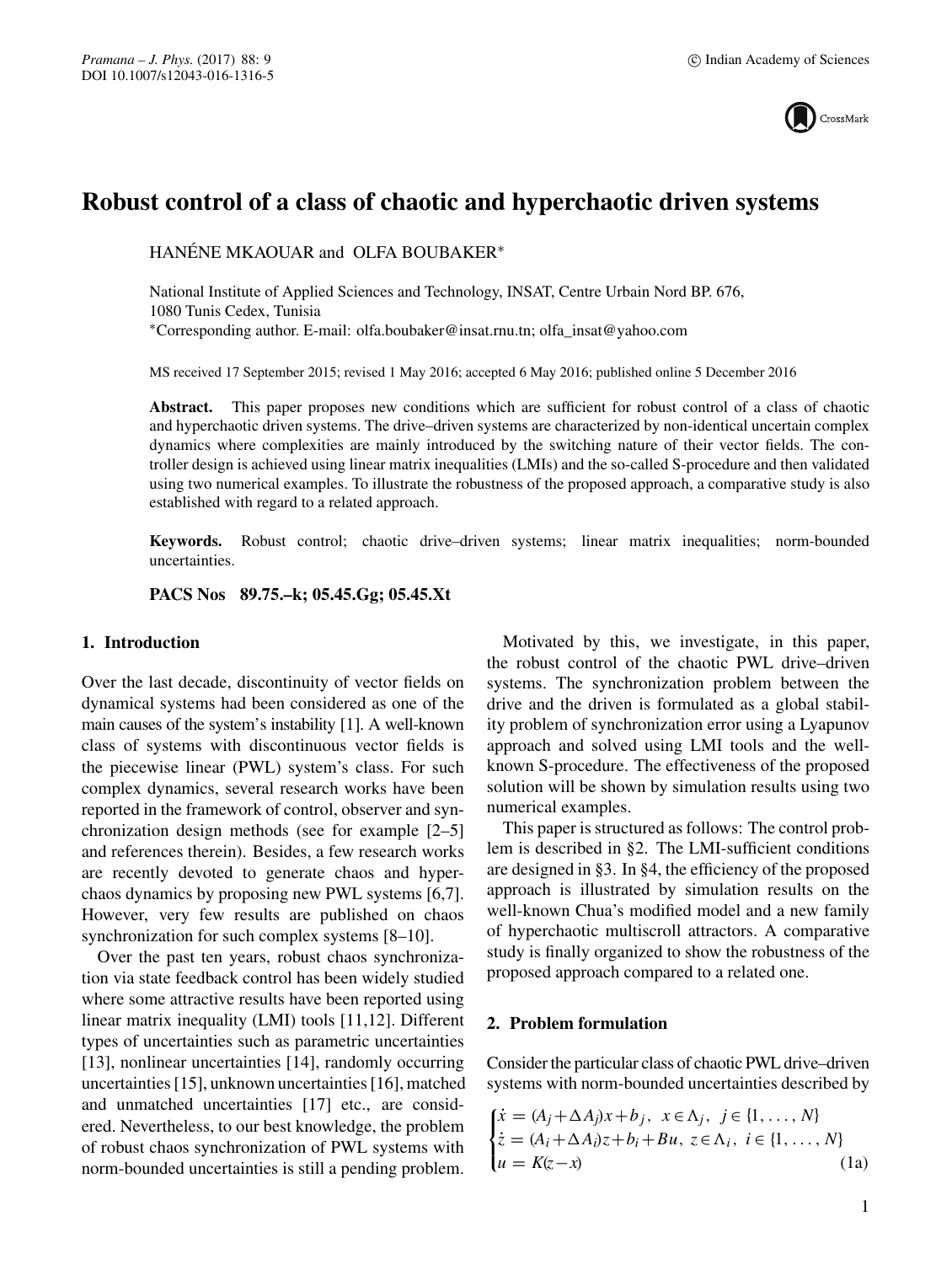# Robust control of a class of chaotic and hyperchaotic driven systems

HANÉNE MKAOUAR and OLFA BOUBAKER*

National Institute of Applied Sciences and Technology, INSAT, Centre Urbain Nord BP. 676, 1080 Tunis Cedex, Tunisia

*Corresponding author. E-mail: olfa.boubaker@insat.rnu.tn; olfa_insat@yahoo.com

MS received 17 September 2015; revised 1 May 2016; accepted 6 May 2016; published online 5 December 2016

**Abstract.** This paper proposes new conditions which are sufficient for robust control of a class of chaotic and hyperchaotic driven systems. The drive–driven systems are characterized by non-identical uncertain complex dynamics where complexities are mainly introduced by the switching nature of their vector fields. The controller design is achieved using linear matrix inequalities (LMIs) and the so-called S-procedure and then validated using two numerical examples. To illustrate the robustness of the proposed approach, a comparative study is also established with regard to a related approach.

**Keywords.** Robust control; chaotic drive–driven systems; linear matrix inequalities; norm-bounded uncertainties.

**PACS Nos** 89.75.–k; 05.45.Gg; 05.45.Xt

## 1. Introduction

Over the last decade, discontinuity of vector fields on dynamical systems had been considered as one of the main causes of the system's instability [1]. A well-known class of systems with discontinuous vector fields is the piecewise linear (PWL) system's class. For such complex dynamics, several research works have been reported in the framework of control, observer and synchronization design methods (see for example [2–5] and references therein). Besides, a few research works are recently devoted to generate chaos and hyperchaos dynamics by proposing new PWL systems [6,7]. However, very few results are published on chaos synchronization for such complex systems [8–10].

Over the past ten years, robust chaos synchronization via state feedback control has been widely studied where some attractive results have been reported using linear matrix inequality (LMI) tools [11,12]. Different types of uncertainties such as parametric uncertainties [13], nonlinear uncertainties [14], randomly occurring uncertainties [15], unknown uncertainties [16], matched and unmatched uncertainties [17] etc., are considered. Nevertheless, to our best knowledge, the problem of robust chaos synchronization of PWL systems with norm-bounded uncertainties is still a pending problem.

Motivated by this, we investigate, in this paper, the robust control of the chaotic PWL drive–driven systems. The synchronization problem between the drive and the driven is formulated as a global stability problem of synchronization error using a Lyapunov approach and solved using LMI tools and the well-known S-procedure. The effectiveness of the proposed solution will be shown by simulation results using two numerical examples.

This paper is structured as follows: The control problem is described in §2. The LMI-sufficient conditions are designed in §3. In §4, the efficiency of the proposed approach is illustrated by simulation results on the well-known Chua's modified model and a new family of hyperchaotic multiscroll attractors. A comparative study is finally organized to show the robustness of the proposed approach compared to a related one.

## 2. Problem formulation

Consider the particular class of chaotic PWL drive–driven systems with norm-bounded uncertainties described by

$$\begin{cases} \dot{x} = (A_j + \Delta A_j)x + b_j, \ \ x \in \Lambda_j, \ \ j \in \{1, \ldots, N\} \\ \dot{z} = (A_i + \Delta A_i)z + b_i + Bu, \ z \in \Lambda_i, \ \ i \in \{1, \ldots, N\} \\ u = K(z - x) \end{cases} \tag{1a}$$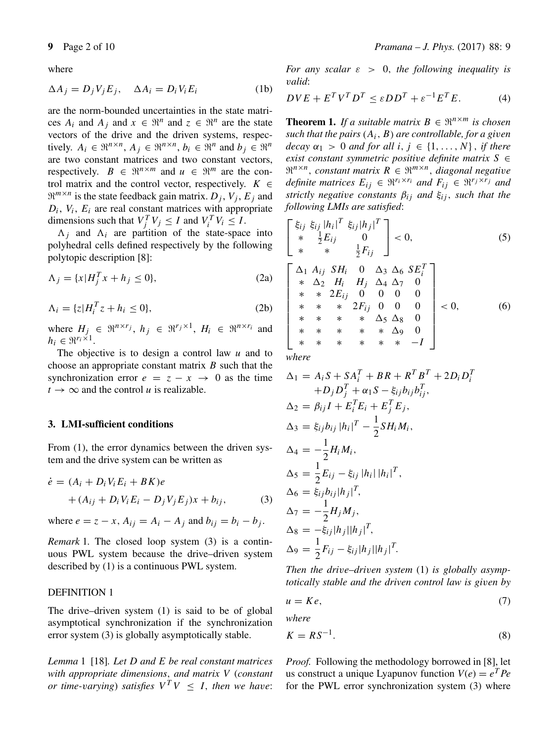where

$$\Delta A_j = D_j V_j E_j, \quad \Delta A_i = D_i V_i E_i \tag{1b}$$

are the norm-bounded uncertainties in the state matrices $A_i$ and $A_j$ and $x \in \Re^n$ and $z \in \Re^n$ are the state vectors of the drive and the driven systems, respectively. $A_i \in \Re^{n\times n}$, $A_j \in \Re^{n\times n}$, $b_i \in \Re^n$ and $b_j \in \Re^n$ are two constant matrices and two constant vectors, respectively. $B \in \Re^{n\times m}$ and $u \in \Re^m$ are the control matrix and the control vector, respectively. $K \in \Re^{m\times n}$ is the state feedback gain matrix. $D_j$, $V_j$, $E_j$ and $D_i$, $V_i$, $E_i$ are real constant matrices with appropriate dimensions such that $V_j^T V_j \le I$ and $V_i^T V_i \le I$.

$\Lambda_j$ and $\Lambda_i$ are partition of the state-space into polyhedral cells defined respectively by the following polytopic description [8]:

$$\Lambda_j = \{x | H_j^T x + h_j \le 0\}, \tag{2a}$$

$$\Lambda_i = \{z | H_i^T z + h_i \le 0\}, \tag{2b}$$

where $H_j \in \Re^{n\times r_j}$, $h_j \in \Re^{r_j \times 1}$, $H_i \in \Re^{n\times r_i}$ and $h_i \in \Re^{r_i \times 1}$.

The objective is to design a control law $u$ and to choose an appropriate constant matrix $B$ such that the synchronization error $e = z - x \to 0$ as the time $t \to \infty$ and the control $u$ is realizable.

## 3. LMI-sufficient conditions

From (1), the error dynamics between the driven system and the drive system can be written as

$$\begin{aligned}\dot{e} &= (A_i + D_i V_i E_i + BK)e \\ &\quad + (A_{ij} + D_i V_i E_i - D_j V_j E_j)x + b_{ij},\end{aligned} \tag{3}$$

where $e = z - x$, $A_{ij} = A_i - A_j$ and $b_{ij} = b_i - b_j$.

*Remark* 1. The closed loop system (3) is a continuous PWL system because the drive–driven system described by (1) is a continuous PWL system.

DEFINITION 1

The drive–driven system (1) is said to be of global asymptotical synchronization if the synchronization error system (3) is globally asymptotically stable.

*Lemma* 1 [18]. *Let $D$ and $E$ be real constant matrices with appropriate dimensions, and matrix $V$ (constant or time-varying) satisfies $V^T V \le I$, then we have: For any scalar $\varepsilon > 0$, the following inequality is valid*:

$$DVE + E^T V^T D^T \le \varepsilon D D^T + \varepsilon^{-1} E^T E. \tag{4}$$

**Theorem 1.** *If a suitable matrix $B \in \Re^{n\times m}$ is chosen such that the pairs $(A_i, B)$ are controllable, for a given decay $\alpha_1 > 0$ and for all $i, j \in \{1, \ldots, N\}$, if there exist constant symmetric positive definite matrix $S \in \Re^{n\times n}$, constant matrix $R \in \Re^{m\times n}$, diagonal negative definite matrices $E_{ij} \in \Re^{r_i \times r_i}$ and $F_{ij} \in \Re^{r_j \times r_j}$ and strictly negative constants $\beta_{ij}$ and $\xi_{ij}$, such that the following LMIs are satisfied*:

$$\begin{bmatrix} \xi_{ij} & \xi_{ij}|h_i|^T & \xi_{ij}|h_j|^T \\ * & \frac{1}{2}E_{ij} & 0 \\ * & * & \frac{1}{2}F_{ij} \end{bmatrix} < 0, \tag{5}$$

$$\begin{bmatrix} \Delta_1 & A_{ij} & SH_i & 0 & \Delta_3 & \Delta_6 & SE_i^T \\ * & \Delta_2 & H_i & H_j & \Delta_4 & \Delta_7 & 0 \\ * & * & 2E_{ij} & 0 & 0 & 0 & 0 \\ * & * & * & 2F_{ij} & 0 & 0 & 0 \\ * & * & * & * & \Delta_5 & \Delta_8 & 0 \\ * & * & * & * & * & \Delta_9 & 0 \\ * & * & * & * & * & * & -I \end{bmatrix} < 0, \tag{6}$$

*where*

$$\begin{aligned}
\Delta_1 &= A_i S + S A_i^T + BR + R^T B^T + 2 D_i D_i^T \\ &\quad + D_j D_j^T + \alpha_1 S - \xi_{ij} b_{ij} b_{ij}^T, \\
\Delta_2 &= \beta_{ij} I + E_i^T E_i + E_j^T E_j, \\
\Delta_3 &= \xi_{ij} b_{ij} |h_i|^T - \frac{1}{2} S H_i M_i, \\
\Delta_4 &= -\frac{1}{2} H_i M_i, \\
\Delta_5 &= \frac{1}{2} E_{ij} - \xi_{ij} |h_i| \, |h_i|^T, \\
\Delta_6 &= \xi_{ij} b_{ij} |h_j|^T, \\
\Delta_7 &= -\frac{1}{2} H_j M_j, \\
\Delta_8 &= -\xi_{ij} |h_j| |h_j|^T, \\
\Delta_9 &= \frac{1}{2} F_{ij} - \xi_{ij} |h_j| |h_j|^T.
\end{aligned}$$

*Then the drive–driven system* (1) *is globally asymptotically stable and the driven control law is given by*

$$u = Ke, \tag{7}$$

*where*

$$K = RS^{-1}. \tag{8}$$

*Proof.* Following the methodology borrowed in [8], let us construct a unique Lyapunov function $V(e) = e^T P e$ for the PWL error synchronization system (3) where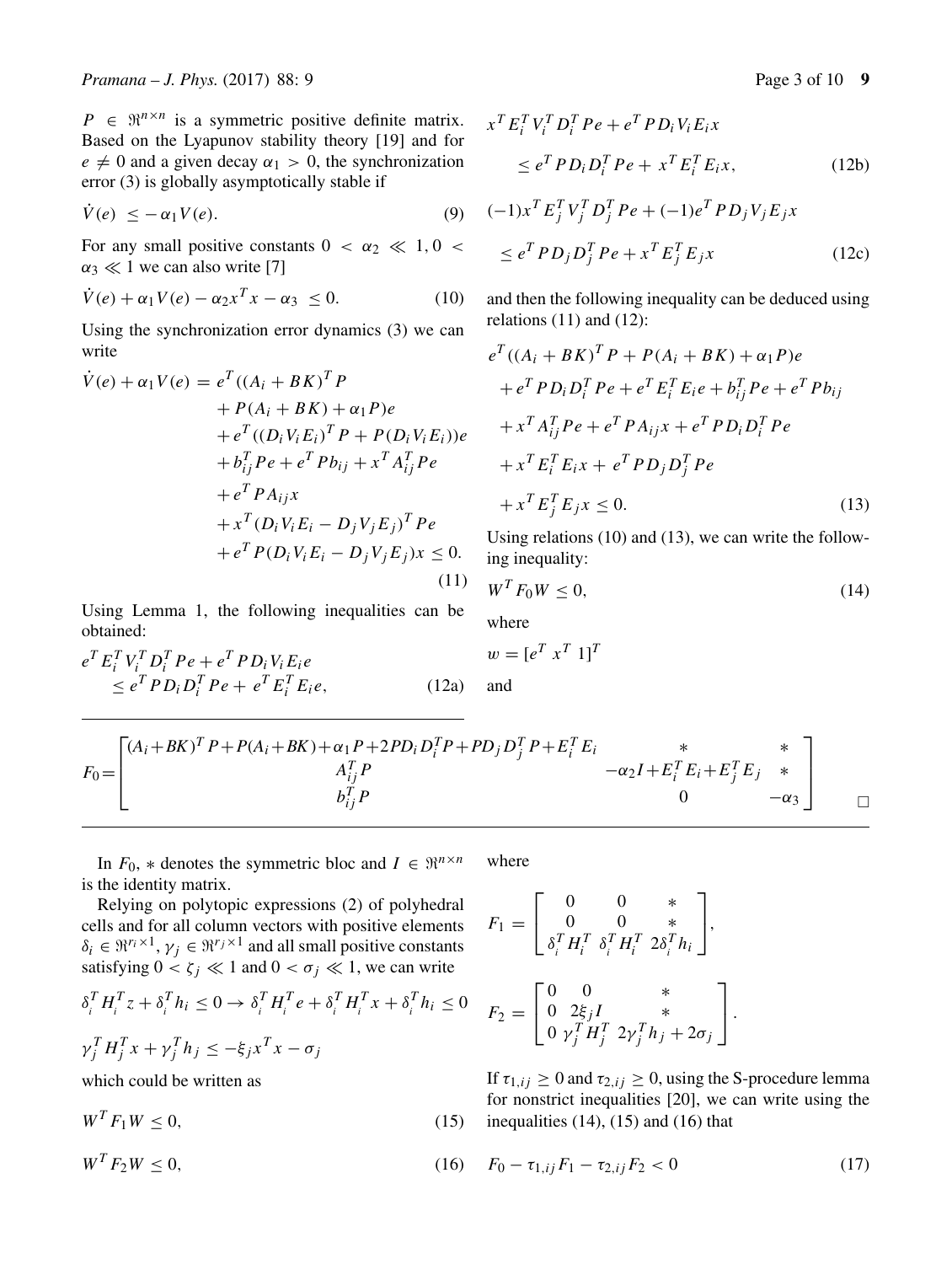$P \in \Re^{n\times n}$ is a symmetric positive definite matrix. Based on the Lyapunov stability theory [19] and for $e \neq 0$ and a given decay $\alpha_1 > 0$, the synchronization error (3) is globally asymptotically stable if

$$\dot{V}(e) \le -\alpha_1 V(e). \tag{9}$$

For any small positive constants $0 < \alpha_2 \ll 1, 0 < \alpha_3 \ll 1$ we can also write [7]

$$\dot{V}(e) + \alpha_1 V(e) - \alpha_2 x^T x - \alpha_3 \le 0. \tag{10}$$

Using the synchronization error dynamics (3) we can write

$$\begin{aligned}\dot{V}(e) + \alpha_1 V(e) = {} & e^T((A_i + BK)^T P \\ & + P(A_i + BK) + \alpha_1 P)e \\ & + e^T((D_i V_i E_i)^T P + P(D_i V_i E_i))e \\ & + b_{ij}^T P e + e^T P b_{ij} + x^T A_{ij}^T P e \\ & + e^T P A_{ij} x \\ & + x^T(D_i V_i E_i - D_j V_j E_j)^T P e \\ & + e^T P(D_i V_i E_i - D_j V_j E_j)x \le 0.\end{aligned} \tag{11}$$

Using Lemma 1, the following inequalities can be obtained:

$$\begin{aligned}& e^T E_i^T V_i^T D_i^T P e + e^T P D_i V_i E_i e \\ & \quad \le e^T P D_i D_i^T P e + e^T E_i^T E_i e,\end{aligned} \tag{12a}$$

$$\begin{aligned}& x^T E_i^T V_i^T D_i^T P e + e^T P D_i V_i E_i x \\ & \quad \le e^T P D_i D_i^T P e + x^T E_i^T E_i x,\end{aligned} \tag{12b}$$

$$\begin{aligned}& (-1)x^T E_j^T V_j^T D_j^T P e + (-1)e^T P D_j V_j E_j x \\ & \quad \le e^T P D_j D_j^T P e + x^T E_j^T E_j x\end{aligned} \tag{12c}$$

and then the following inequality can be deduced using relations (11) and (12):

$$\begin{aligned}& e^T((A_i + BK)^T P + P(A_i + BK) + \alpha_1 P)e \\ & + e^T P D_i D_i^T P e + e^T E_i^T E_i e + b_{ij}^T P e + e^T P b_{ij} \\ & + x^T A_{ij}^T P e + e^T P A_{ij} x + e^T P D_i D_i^T P e \\ & + x^T E_i^T E_i x + e^T P D_j D_j^T P e \\ & + x^T E_j^T E_j x \le 0.\end{aligned} \tag{13}$$

Using relations (10) and (13), we can write the following inequality:

$$W^T F_0 W \le 0, \tag{14}$$

where

$$w = [e^T \; x^T \; 1]^T$$

and

$$F_0 = \begin{bmatrix} (A_i+BK)^T P + P(A_i+BK) + \alpha_1 P + 2PD_i D_i^T P + PD_j D_j^T P + E_i^T E_i & * & * \\ A_{ij}^T P & -\alpha_2 I + E_i^T E_i + E_j^T E_j & * \\ b_{ij}^T P & 0 & -\alpha_3 \end{bmatrix} \quad \square$$

In $F_0$, $*$ denotes the symmetric bloc and $I \in \Re^{n\times n}$ is the identity matrix.

Relying on polytopic expressions (2) of polyhedral cells and for all column vectors with positive elements $\delta_i \in \Re^{r_i \times 1}$, $\gamma_j \in \Re^{r_j \times 1}$ and all small positive constants satisfying $0 < \zeta_j \ll 1$ and $0 < \sigma_j \ll 1$, we can write

$$\delta_i^T H_i^T z + \delta_i^T h_i \le 0 \rightarrow \delta_i^T H_i^T e + \delta_i^T H_i^T x + \delta_i^T h_i \le 0$$

$$\gamma_j^T H_j^T x + \gamma_j^T h_j \le -\xi_j x^T x - \sigma_j$$

which could be written as

$$W^T F_1 W \le 0, \tag{15}$$

$$W^T F_2 W \le 0, \tag{16}$$

where

$$F_1 = \begin{bmatrix} 0 & 0 & * \\ 0 & 0 & * \\ \delta_i^T H_i^T & \delta_i^T H_i^T & 2\delta_i^T h_i \end{bmatrix},$$

$$F_2 = \begin{bmatrix} 0 & 0 & * \\ 0 & 2\xi_j I & * \\ 0 & \gamma_j^T H_j^T & 2\gamma_j^T h_j + 2\sigma_j \end{bmatrix}.$$

If $\tau_{1,ij} \ge 0$ and $\tau_{2,ij} \ge 0$, using the S-procedure lemma for nonstrict inequalities [20], we can write using the inequalities (14), (15) and (16) that

$$F_0 - \tau_{1,ij} F_1 - \tau_{2,ij} F_2 < 0 \tag{17}$$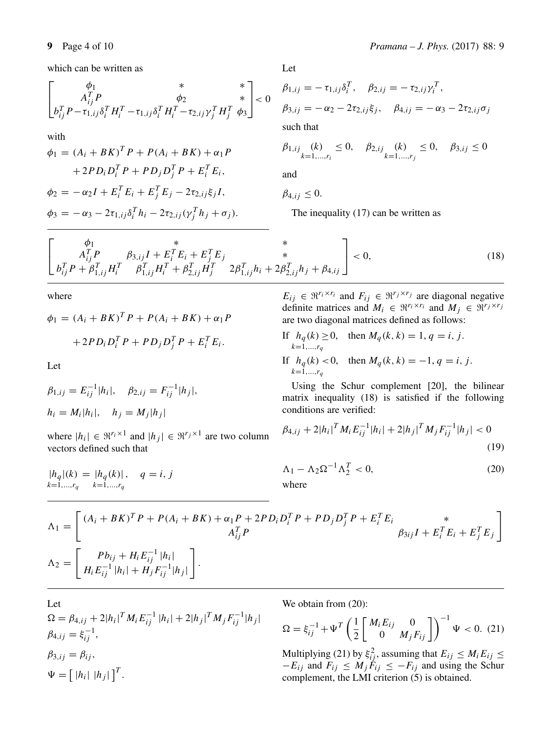which can be written as

$$\begin{bmatrix} \phi_1 & * & * \\ A_{ij}^T P & \phi_2 & * \\ b_{ij}^T P - \tau_{1,ij}\delta_i^T H_i^T & -\tau_{1,ij}\delta_i^T H_i^T - \tau_{2,ij}\gamma_j^T H_j^T & \phi_3 \end{bmatrix} < 0$$

with

$$\phi_1 = (A_i + BK)^T P + P(A_i + BK) + \alpha_1 P + 2PD_i D_i^T P + PD_j D_j^T P + E_i^T E_i,$$

$$\phi_2 = -\alpha_2 I + E_i^T E_i + E_j^T E_j - 2\tau_{2,ij}\xi_j I,$$

$$\phi_3 = -\alpha_3 - 2\tau_{1,ij}\delta_i^T h_i - 2\tau_{2,ij}(\gamma_j^T h_j + \sigma_j).$$

Let

$$\beta_{1,ij} = -\tau_{1,ij}\delta_i^T, \quad \beta_{2,ij} = -\tau_{2,ij}\gamma_i^T,$$

$$\beta_{3,ij} = -\alpha_2 - 2\tau_{2,ij}\xi_j, \quad \beta_{4,ij} = -\alpha_3 - 2\tau_{2,ij}\sigma_j$$

such that

$$\beta_{1,ij} \underset{k=1,\ldots,r_i}{(k)} \le 0, \quad \beta_{2,ij} \underset{k=1,\ldots,r_j}{(k)} \le 0, \quad \beta_{3,ij} \le 0$$

and

$$\beta_{4,ij} \le 0.$$

The inequality (17) can be written as

$$\begin{bmatrix} \phi_1 & * & * \\ A_{ij}^T P & \beta_{3,ij} I + E_i^T E_i + E_j^T E_j & * \\ b_{ij}^T P + \beta_{1,ij}^T H_i^T & \beta_{1,ij}^T H_i^T + \beta_{2,ij}^T H_j^T & 2\beta_{1,ij}^T h_i + 2\beta_{2,ij}^T h_j + \beta_{4,ij} \end{bmatrix} < 0, \tag{18}$$

where

$$\phi_1 = (A_i + BK)^T P + P(A_i + BK) + \alpha_1 P + 2PD_i D_i^T P + PD_j D_j^T P + E_i^T E_i.$$

Let

$$\beta_{1,ij} = E_{ij}^{-1}|h_i|, \quad \beta_{2,ij} = F_{ij}^{-1}|h_j|,$$

$$h_i = M_i|h_i|, \quad h_j = M_j|h_j|$$

where $|h_i| \in \Re^{r_i \times 1}$ and $|h_j| \in \Re^{r_j \times 1}$ are two column vectors defined such that

$$\underset{k=1,\ldots,r_q}{|h_q|(k)} = \underset{k=1,\ldots,r_q}{|h_q(k)|}, \quad q = i, j$$

$E_{ij} \in \Re^{r_i \times r_i}$ and $F_{ij} \in \Re^{r_j \times r_j}$ are diagonal negative definite matrices and $M_i \in \Re^{r_i \times r_i}$ and $M_j \in \Re^{r_j \times r_j}$ are two diagonal matrices defined as follows:

If $\underset{k=1,\ldots,r_q}{h_q(k)} \ge 0$, then $M_q(k,k) = 1, q = i, j$.

If $\underset{k=1,\ldots,r_q}{h_q(k)} < 0$, then $M_q(k,k) = -1, q = i, j$.

Using the Schur complement [20], the bilinear matrix inequality (18) is satisfied if the following conditions are verified:

$$\beta_{4,ij} + 2|h_i|^T M_i E_{ij}^{-1}|h_i| + 2|h_j|^T M_j F_{ij}^{-1}|h_j| < 0 \tag{19}$$

$$\Lambda_1 - \Lambda_2 \Omega^{-1} \Lambda_2^T < 0, \tag{20}$$

where

$$\Lambda_1 = \begin{bmatrix} (A_i + BK)^T P + P(A_i + BK) + \alpha_1 P + 2PD_i D_i^T P + PD_j D_j^T P + E_i^T E_i & * \\ A_{ij}^T P & \beta_{3ij} I + E_i^T E_i + E_j^T E_j \end{bmatrix}$$

$$\Lambda_2 = \begin{bmatrix} Pb_{ij} + H_i E_{ij}^{-1}|h_i| \\ H_i E_{ij}^{-1}|h_i| + H_j F_{ij}^{-1}|h_j| \end{bmatrix}.$$

Let

$$\Omega = \beta_{4,ij} + 2|h_i|^T M_i E_{ij}^{-1}|h_i| + 2|h_j|^T M_j F_{ij}^{-1}|h_j|$$

$$\beta_{4,ij} = \xi_{ij}^{-1},$$

$$\beta_{3,ij} = \beta_{ij},$$

$$\Psi = \begin{bmatrix} |h_i| & |h_j| \end{bmatrix}^T.$$

We obtain from (20):

$$\Omega = \xi_{ij}^{-1} + \Psi^T \left( \frac{1}{2} \begin{bmatrix} M_i E_{ij} & 0 \\ 0 & M_j F_{ij} \end{bmatrix} \right)^{-1} \Psi < 0. \tag{21}$$

Multiplying (21) by $\xi_{ij}^2$, assuming that $E_{ij} \le M_i E_{ij} \le -E_{ij}$ and $F_{ij} \le M_j F_{ij} \le -F_{ij}$ and using the Schur complement, the LMI criterion (5) is obtained.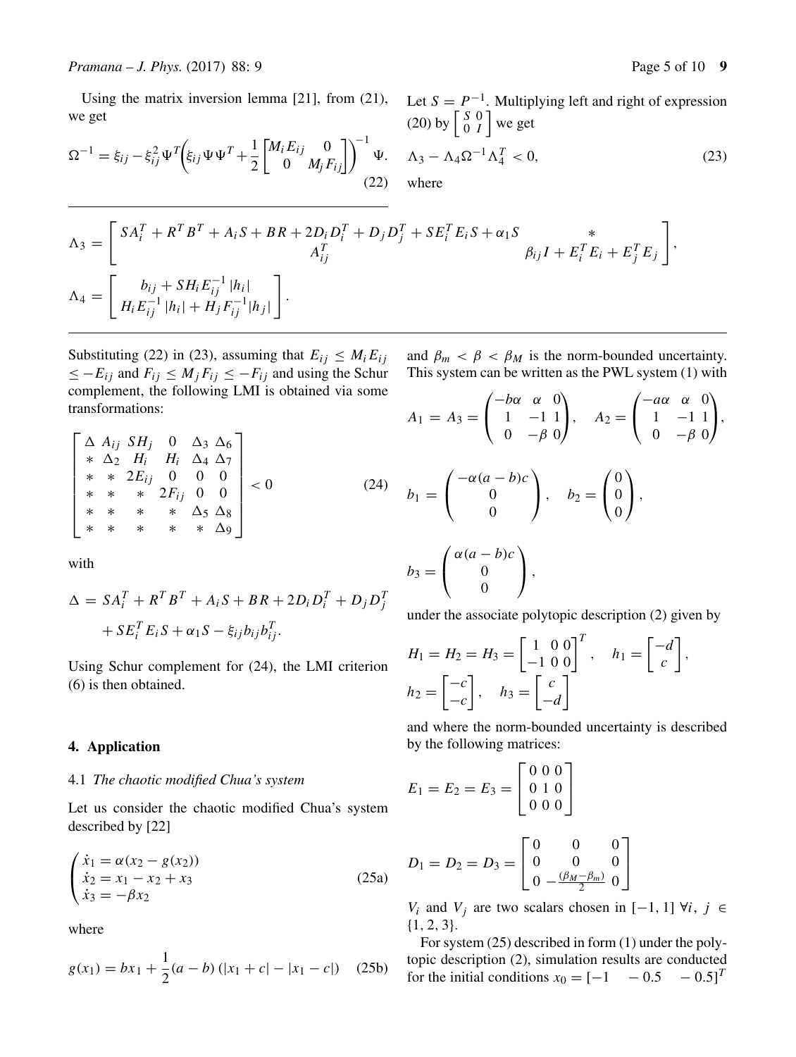Using the matrix inversion lemma [21], from (21), we get

$$\Omega^{-1} = \xi_{ij} - \xi_{ij}^2 \Psi^T \left( \xi_{ij} \Psi \Psi^T + \frac{1}{2} \begin{bmatrix} M_i E_{ij} & 0 \\ 0 & M_j F_{ij} \end{bmatrix} \right)^{-1} \Psi. \tag{22}$$

Let $S = P^{-1}$. Multiplying left and right of expression (20) by $\begin{bmatrix} S & 0 \\ 0 & I \end{bmatrix}$ we get

$$\Lambda_3 - \Lambda_4 \Omega^{-1} \Lambda_4^T < 0, \tag{23}$$

where

$$\Lambda_3 = \begin{bmatrix} SA_i^T + R^T B^T + A_i S + BR + 2D_i D_i^T + D_j D_j^T + SE_i^T E_i S + \alpha_1 S & * \\ A_{ij}^T & \beta_{ij} I + E_i^T E_i + E_j^T E_j \end{bmatrix},$$

$$\Lambda_4 = \begin{bmatrix} b_{ij} + SH_i E_{ij}^{-1} |h_i| \\ H_i E_{ij}^{-1} |h_i| + H_j F_{ij}^{-1} |h_j| \end{bmatrix}.$$

Substituting (22) in (23), assuming that $E_{ij} \le M_i E_{ij} \le -E_{ij}$ and $F_{ij} \le M_j F_{ij} \le -F_{ij}$ and using the Schur complement, the following LMI is obtained via some transformations:

$$\begin{bmatrix} \Delta & A_{ij} & SH_j & 0 & \Delta_3 & \Delta_6 \\ * & \Delta_2 & H_i & H_i & \Delta_4 & \Delta_7 \\ * & * & 2E_{ij} & 0 & 0 & 0 \\ * & * & * & 2F_{ij} & 0 & 0 \\ * & * & * & * & \Delta_5 & \Delta_8 \\ * & * & * & * & * & \Delta_9 \end{bmatrix} < 0 \tag{24}$$

with

$$\Delta = SA_i^T + R^T B^T + A_i S + BR + 2D_i D_i^T + D_j D_j^T + SE_i^T E_i S + \alpha_1 S - \xi_{ij} b_{ij} b_{ij}^T.$$

Using Schur complement for (24), the LMI criterion (6) is then obtained.

## 4. Application

### 4.1 *The chaotic modified Chua's system*

Let us consider the chaotic modified Chua's system described by [22]

$$\begin{cases} \dot{x}_1 = \alpha(x_2 - g(x_2)) \\ \dot{x}_2 = x_1 - x_2 + x_3 \\ \dot{x}_3 = -\beta x_2 \end{cases} \tag{25a}$$

where

$$g(x_1) = bx_1 + \frac{1}{2}(a-b)\left(|x_1 + c| - |x_1 - c|\right) \tag{25b}$$

and $\beta_m < \beta < \beta_M$ is the norm-bounded uncertainty. This system can be written as the PWL system (1) with

$$A_1 = A_3 = \begin{pmatrix} -b\alpha & \alpha & 0 \\ 1 & -1 & 1 \\ 0 & -\beta & 0 \end{pmatrix}, \quad A_2 = \begin{pmatrix} -a\alpha & \alpha & 0 \\ 1 & -1 & 1 \\ 0 & -\beta & 0 \end{pmatrix},$$

$$b_1 = \begin{pmatrix} -\alpha(a-b)c \\ 0 \\ 0 \end{pmatrix}, \quad b_2 = \begin{pmatrix} 0 \\ 0 \\ 0 \end{pmatrix},$$

$$b_3 = \begin{pmatrix} \alpha(a-b)c \\ 0 \\ 0 \end{pmatrix},$$

under the associate polytopic description (2) given by

$$H_1 = H_2 = H_3 = \begin{bmatrix} 1 & 0 & 0 \\ -1 & 0 & 0 \end{bmatrix}^T, \quad h_1 = \begin{bmatrix} -d \\ c \end{bmatrix},$$

$$h_2 = \begin{bmatrix} -c \\ -c \end{bmatrix}, \quad h_3 = \begin{bmatrix} c \\ -d \end{bmatrix}$$

and where the norm-bounded uncertainty is described by the following matrices:

$$E_1 = E_2 = E_3 = \begin{bmatrix} 0 & 0 & 0 \\ 0 & 1 & 0 \\ 0 & 0 & 0 \end{bmatrix}$$

$$D_1 = D_2 = D_3 = \begin{bmatrix} 0 & 0 & 0 \\ 0 & 0 & 0 \\ 0 & -\frac{(\beta_M - \beta_m)}{2} & 0 \end{bmatrix}$$

$V_i$ and $V_j$ are two scalars chosen in $[-1, 1]$ $\forall i, j \in \{1, 2, 3\}$.

For system (25) described in form (1) under the polytopic description (2), simulation results are conducted for the initial conditions $x_0 = [-1 \quad -0.5 \quad -0.5]^T$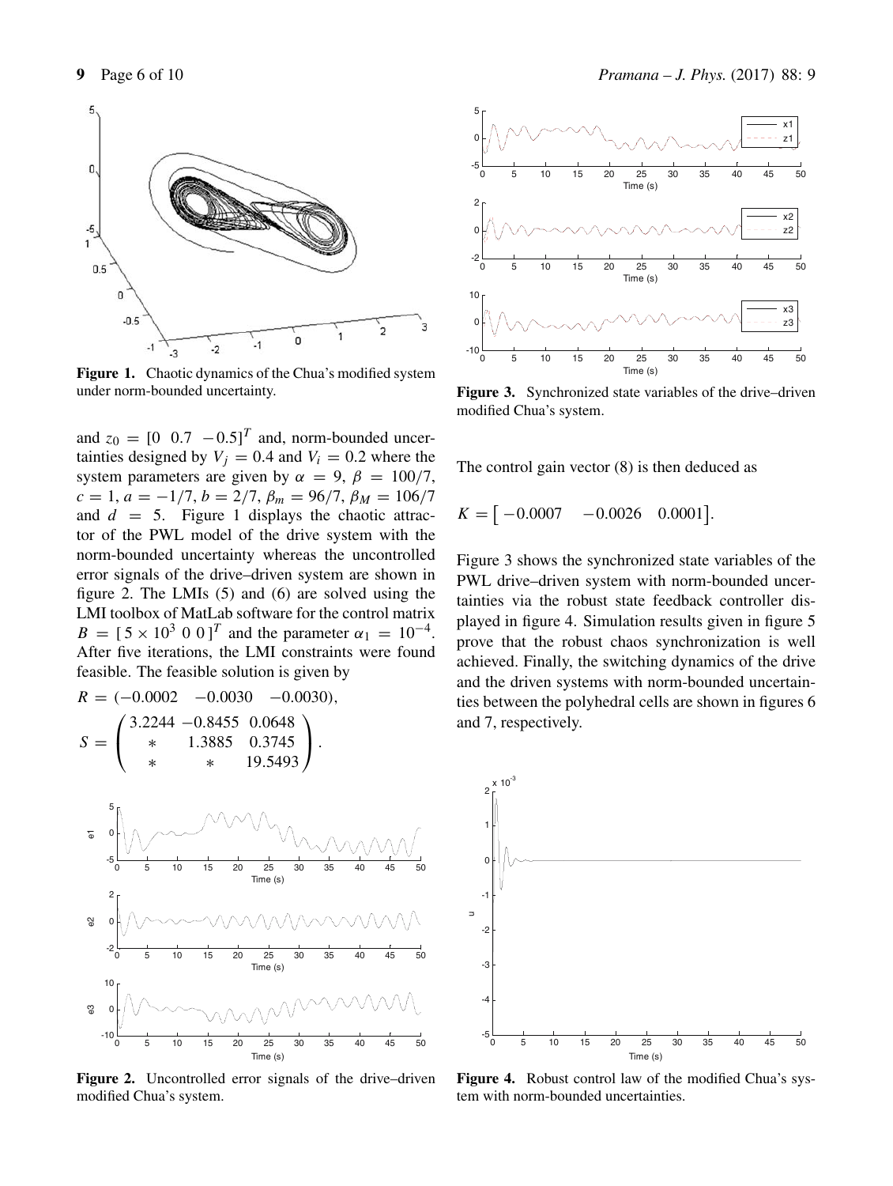Figure 1. Chaotic dynamics of the Chua's modified system under norm-bounded uncertainty.

and $z_0 = [0\ \ 0.7\ \ -0.5]^T$ and, norm-bounded uncertainties designed by $V_j = 0.4$ and $V_i = 0.2$ where the system parameters are given by $\alpha = 9$, $\beta = 100/7$, $c = 1$, $a = -1/7$, $b = 2/7$, $\beta_m = 96/7$, $\beta_M = 106/7$ and $d = 5$. Figure 1 displays the chaotic attractor of the PWL model of the drive system with the norm-bounded uncertainty whereas the uncontrolled error signals of the drive–driven system are shown in figure 2. The LMIs (5) and (6) are solved using the LMI toolbox of MatLab software for the control matrix $B = [\,5 \times 10^3\ 0\ 0\,]^T$ and the parameter $\alpha_1 = 10^{-4}$. After five iterations, the LMI constraints were found feasible. The feasible solution is given by

$$R = (-0.0002 \quad -0.0030 \quad -0.0030),$$

$$S = \begin{pmatrix} 3.2244 & -0.8455 & 0.0648 \\ * & 1.3885 & 0.3745 \\ * & * & 19.5493 \end{pmatrix}.$$

Figure 2. Uncontrolled error signals of the drive–driven modified Chua's system.

Figure 3. Synchronized state variables of the drive–driven modified Chua's system.

The control gain vector (8) is then deduced as

$$K = \begin{bmatrix} -0.0007 & -0.0026 & 0.0001 \end{bmatrix}.$$

Figure 3 shows the synchronized state variables of the PWL drive–driven system with norm-bounded uncertainties via the robust state feedback controller displayed in figure 4. Simulation results given in figure 5 prove that the robust chaos synchronization is well achieved. Finally, the switching dynamics of the drive and the driven systems with norm-bounded uncertainties between the polyhedral cells are shown in figures 6 and 7, respectively.

Figure 4. Robust control law of the modified Chua's system with norm-bounded uncertainties.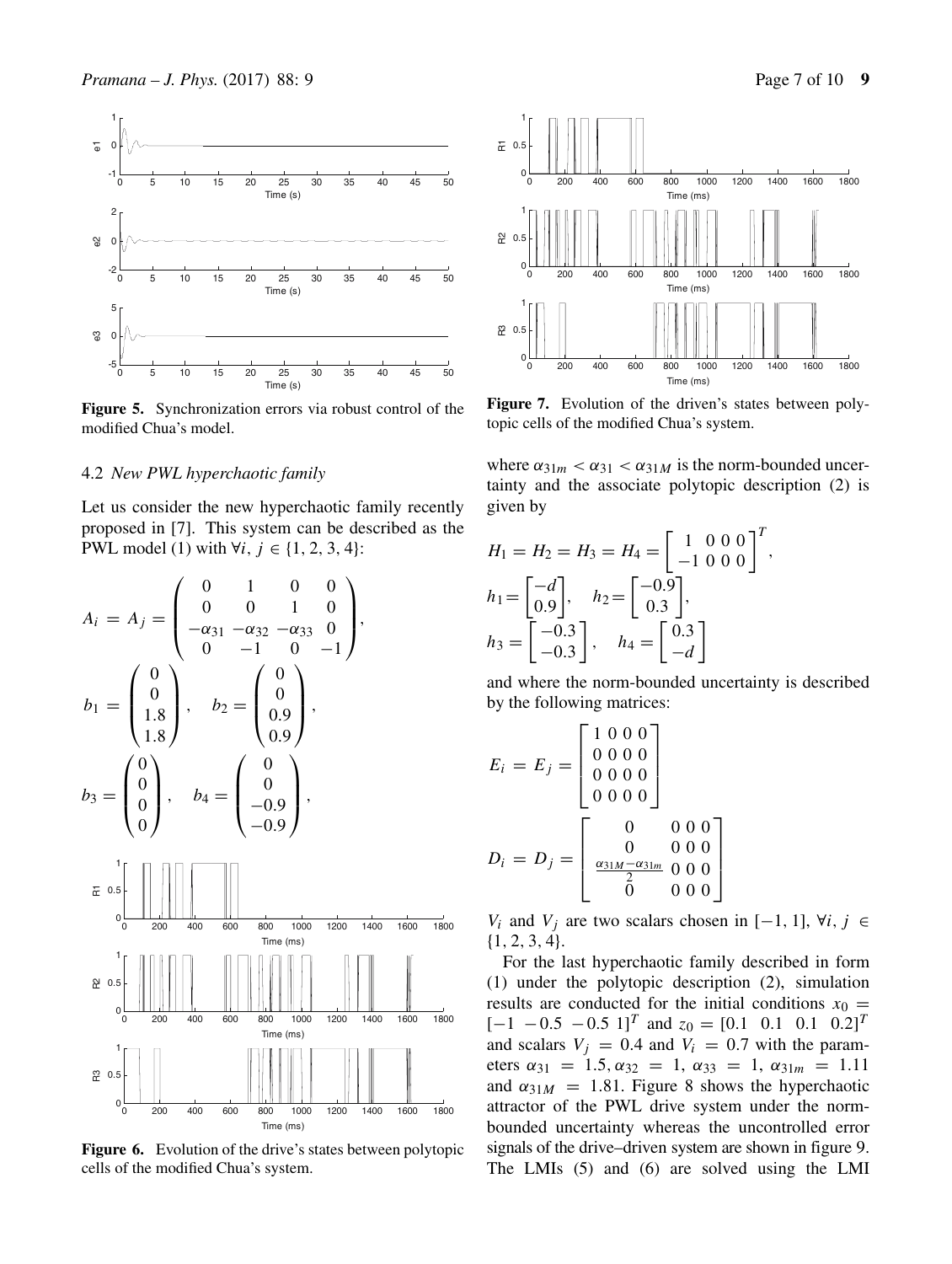Figure 5. Synchronization errors via robust control of the modified Chua's model.

Figure 6. Evolution of the drive's states between polytopic cells of the modified Chua's system.

Figure 7. Evolution of the driven's states between polytopic cells of the modified Chua's system.

### 4.2 *New PWL hyperchaotic family*

Let us consider the new hyperchaotic family recently proposed in [7]. This system can be described as the PWL model (1) with $\forall i, j \in \{1, 2, 3, 4\}$:

$$A_i = A_j = \begin{pmatrix} 0 & 1 & 0 & 0 \\ 0 & 0 & 1 & 0 \\ -\alpha_{31} & -\alpha_{32} & -\alpha_{33} & 0 \\ 0 & -1 & 0 & -1 \end{pmatrix},$$

$$b_1 = \begin{pmatrix} 0 \\ 0 \\ 1.8 \\ 1.8 \end{pmatrix}, \quad b_2 = \begin{pmatrix} 0 \\ 0 \\ 0.9 \\ 0.9 \end{pmatrix},$$

$$b_3 = \begin{pmatrix} 0 \\ 0 \\ 0 \\ 0 \end{pmatrix}, \quad b_4 = \begin{pmatrix} 0 \\ 0 \\ -0.9 \\ -0.9 \end{pmatrix},$$

where $\alpha_{31m} < \alpha_{31} < \alpha_{31M}$ is the norm-bounded uncertainty and the associate polytopic description (2) is given by

$$H_1 = H_2 = H_3 = H_4 = \begin{bmatrix} 1 & 0 & 0 & 0 \\ -1 & 0 & 0 & 0 \end{bmatrix}^T,$$

$$h_1 = \begin{bmatrix} -d \\ 0.9 \end{bmatrix}, \quad h_2 = \begin{bmatrix} -0.9 \\ 0.3 \end{bmatrix},$$

$$h_3 = \begin{bmatrix} -0.3 \\ -0.3 \end{bmatrix}, \quad h_4 = \begin{bmatrix} 0.3 \\ -d \end{bmatrix}$$

and where the norm-bounded uncertainty is described by the following matrices:

$$E_i = E_j = \begin{bmatrix} 1 & 0 & 0 & 0 \\ 0 & 0 & 0 & 0 \\ 0 & 0 & 0 & 0 \\ 0 & 0 & 0 & 0 \end{bmatrix}$$

$$D_i = D_j = \begin{bmatrix} 0 & 0 & 0 & 0 \\ 0 & 0 & 0 & 0 \\ \frac{\alpha_{31M} - \alpha_{31m}}{2} & 0 & 0 & 0 \\ 0 & 0 & 0 & 0 \end{bmatrix}$$

$V_i$ and $V_j$ are two scalars chosen in $[-1, 1]$, $\forall i, j \in \{1, 2, 3, 4\}$.

For the last hyperchaotic family described in form (1) under the polytopic description (2), simulation results are conducted for the initial conditions $x_0 = [-1\ \ -0.5\ \ -0.5\ \ 1]^T$ and $z_0 = [0.1\ \ 0.1\ \ 0.1\ \ 0.2]^T$ and scalars $V_j = 0.4$ and $V_i = 0.7$ with the parameters $\alpha_{31} = 1.5, \alpha_{32} = 1$, $\alpha_{33} = 1$, $\alpha_{31m} = 1.11$ and $\alpha_{31M} = 1.81$. Figure 8 shows the hyperchaotic attractor of the PWL drive system under the norm-bounded uncertainty whereas the uncontrolled error signals of the drive–driven system are shown in figure 9. The LMIs (5) and (6) are solved using the LMI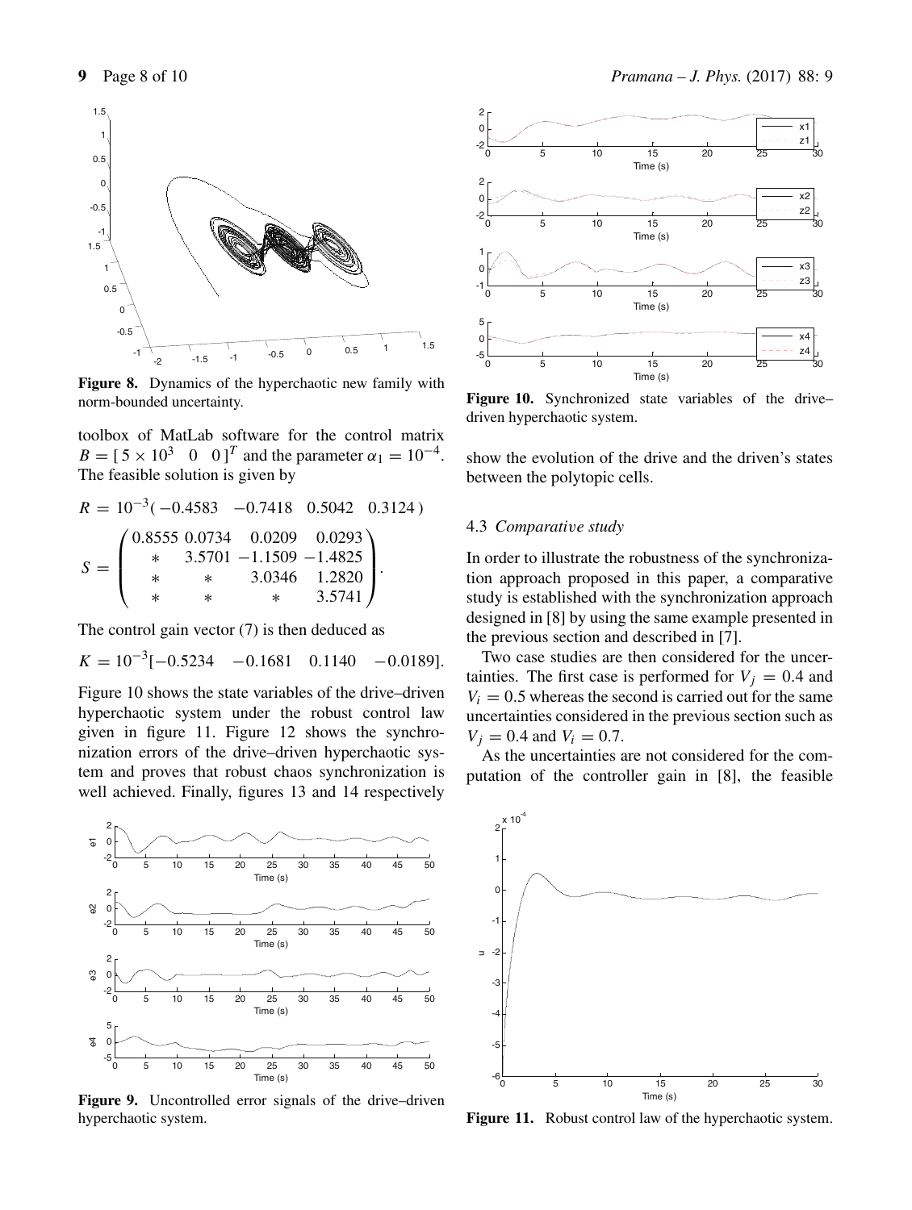Figure 8. Dynamics of the hyperchaotic new family with norm-bounded uncertainty.

toolbox of MatLab software for the control matrix $B = [\,5\times 10^3 \quad 0 \quad 0\,]^T$ and the parameter $\alpha_1 = 10^{-4}$. The feasible solution is given by

$$R = 10^{-3}(\,-0.4583 \quad -0.7418 \quad 0.5042 \quad 0.3124\,)$$

$$S = \begin{pmatrix} 0.8555 & 0.0734 & 0.0209 & 0.0293 \\ * & 3.5701 & -1.1509 & -1.4825 \\ * & * & 3.0346 & 1.2820 \\ * & * & * & 3.5741 \end{pmatrix}.$$

The control gain vector (7) is then deduced as

$$K = 10^{-3}[-0.5234 \quad -0.1681 \quad 0.1140 \quad -0.0189].$$

Figure 10 shows the state variables of the drive–driven hyperchaotic system under the robust control law given in figure 11. Figure 12 shows the synchronization errors of the drive–driven hyperchaotic system and proves that robust chaos synchronization is well achieved. Finally, figures 13 and 14 respectively show the evolution of the drive and the driven's states between the polytopic cells.

Figure 9. Uncontrolled error signals of the drive–driven hyperchaotic system.

Figure 10. Synchronized state variables of the drive–driven hyperchaotic system.

### 4.3 *Comparative study*

In order to illustrate the robustness of the synchronization approach proposed in this paper, a comparative study is established with the synchronization approach designed in [8] by using the same example presented in the previous section and described in [7].

Two case studies are then considered for the uncertainties. The first case is performed for $V_j = 0.4$ and $V_i = 0.5$ whereas the second is carried out for the same uncertainties considered in the previous section such as $V_j = 0.4$ and $V_i = 0.7$.

As the uncertainties are not considered for the computation of the controller gain in [8], the feasible

Figure 11. Robust control law of the hyperchaotic system.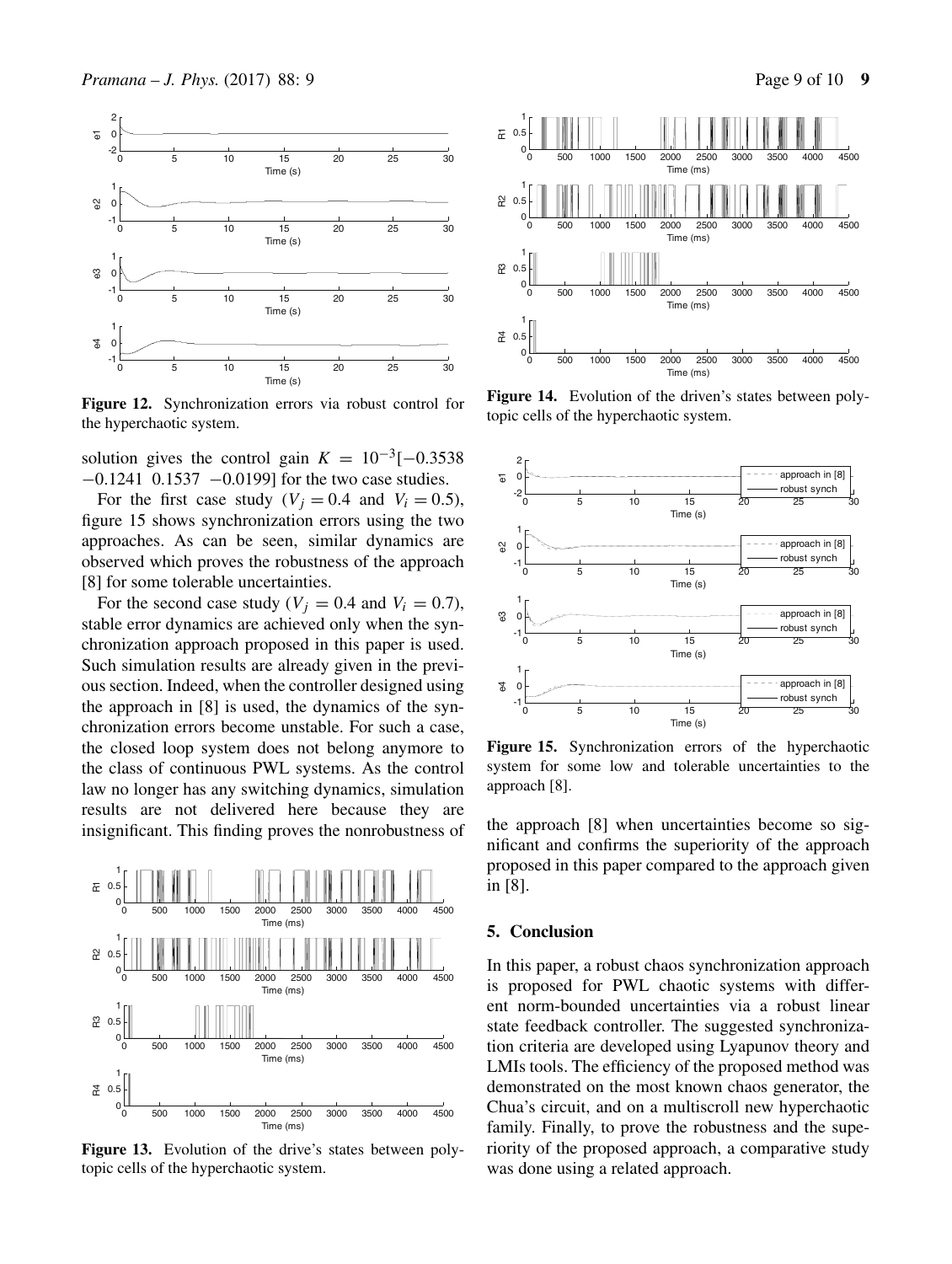Figure 12. Synchronization errors via robust control for the hyperchaotic system.

solution gives the control gain $K = 10^{-3}[-0.3538\ -0.1241\ 0.1537\ -0.0199]$ for the two case studies.

For the first case study ($V_j = 0.4$ and $V_i = 0.5$), figure 15 shows synchronization errors using the two approaches. As can be seen, similar dynamics are observed which proves the robustness of the approach [8] for some tolerable uncertainties.

For the second case study ($V_j = 0.4$ and $V_i = 0.7$), stable error dynamics are achieved only when the synchronization approach proposed in this paper is used. Such simulation results are already given in the previous section. Indeed, when the controller designed using the approach in [8] is used, the dynamics of the synchronization errors become unstable. For such a case, the closed loop system does not belong anymore to the class of continuous PWL systems. As the control law no longer has any switching dynamics, simulation results are not delivered here because they are insignificant. This finding proves the nonrobustness of the approach [8] when uncertainties become so significant and confirms the superiority of the approach proposed in this paper compared to the approach given in [8].

Figure 13. Evolution of the drive's states between polytopic cells of the hyperchaotic system.

Figure 14. Evolution of the driven's states between polytopic cells of the hyperchaotic system.

Figure 15. Synchronization errors of the hyperchaotic system for some low and tolerable uncertainties to the approach [8].

## 5. Conclusion

In this paper, a robust chaos synchronization approach is proposed for PWL chaotic systems with different norm-bounded uncertainties via a robust linear state feedback controller. The suggested synchronization criteria are developed using Lyapunov theory and LMIs tools. The efficiency of the proposed method was demonstrated on the most known chaos generator, the Chua's circuit, and on a multiscroll new hyperchaotic family. Finally, to prove the robustness and the superiority of the proposed approach, a comparative study was done using a related approach.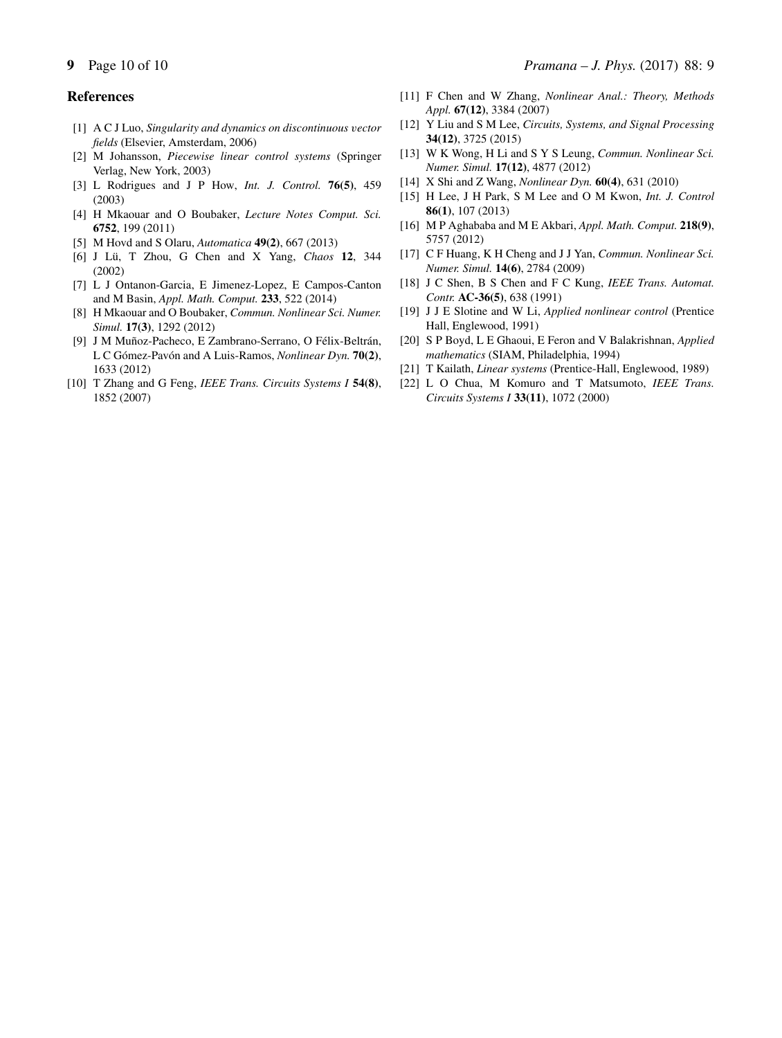## References

[1] A C J Luo, *Singularity and dynamics on discontinuous vector fields* (Elsevier, Amsterdam, 2006)

[2] M Johansson, *Piecewise linear control systems* (Springer Verlag, New York, 2003)

[3] L Rodrigues and J P How, *Int. J. Control.* **76(5)**, 459 (2003)

[4] H Mkaouar and O Boubaker, *Lecture Notes Comput. Sci.* **6752**, 199 (2011)

[5] M Hovd and S Olaru, *Automatica* **49(2)**, 667 (2013)

[6] J Lü, T Zhou, G Chen and X Yang, *Chaos* **12**, 344 (2002)

[7] L J Ontanon-Garcia, E Jimenez-Lopez, E Campos-Canton and M Basin, *Appl. Math. Comput.* **233**, 522 (2014)

[8] H Mkaouar and O Boubaker, *Commun. Nonlinear Sci. Numer. Simul.* **17(3)**, 1292 (2012)

[9] J M Muñoz-Pacheco, E Zambrano-Serrano, O Félix-Beltrán, L C Gómez-Pavón and A Luis-Ramos, *Nonlinear Dyn.* **70(2)**, 1633 (2012)

[10] T Zhang and G Feng, *IEEE Trans. Circuits Systems I* **54(8)**, 1852 (2007)

[11] F Chen and W Zhang, *Nonlinear Anal.: Theory, Methods Appl.* **67(12)**, 3384 (2007)

[12] Y Liu and S M Lee, *Circuits, Systems, and Signal Processing* **34(12)**, 3725 (2015)

[13] W K Wong, H Li and S Y S Leung, *Commun. Nonlinear Sci. Numer. Simul.* **17(12)**, 4877 (2012)

[14] X Shi and Z Wang, *Nonlinear Dyn.* **60(4)**, 631 (2010)

[15] H Lee, J H Park, S M Lee and O M Kwon, *Int. J. Control* **86(1)**, 107 (2013)

[16] M P Aghababa and M E Akbari, *Appl. Math. Comput.* **218(9)**, 5757 (2012)

[17] C F Huang, K H Cheng and J J Yan, *Commun. Nonlinear Sci. Numer. Simul.* **14(6)**, 2784 (2009)

[18] J C Shen, B S Chen and F C Kung, *IEEE Trans. Automat. Contr.* **AC-36(5)**, 638 (1991)

[19] J J E Slotine and W Li, *Applied nonlinear control* (Prentice Hall, Englewood, 1991)

[20] S P Boyd, L E Ghaoui, E Feron and V Balakrishnan, *Applied mathematics* (SIAM, Philadelphia, 1994)

[21] T Kailath, *Linear systems* (Prentice-Hall, Englewood, 1989)

[22] L O Chua, M Komuro and T Matsumoto, *IEEE Trans. Circuits Systems I* **33(11)**, 1072 (2000)